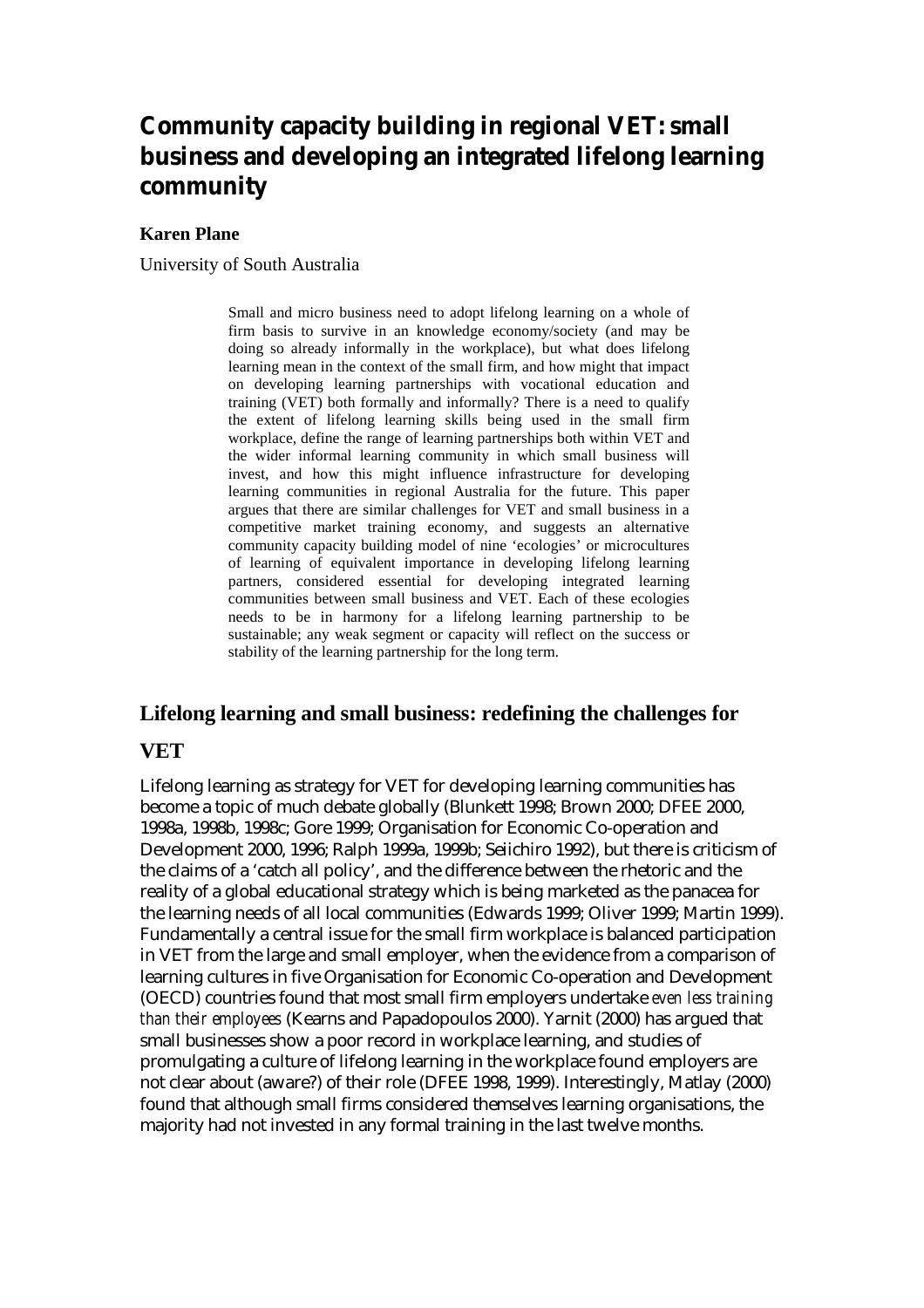# Community capacity building in regional VET: small business and developing an integrated lifelong learning community

**Karen Plane**

University of South Australia

> Small and micro business need to adopt lifelong learning on a whole of firm basis to survive in an knowledge economy/society (and may be doing so already informally in the workplace), but what does lifelong learning mean in the context of the small firm, and how might that impact on developing learning partnerships with vocational education and training (VET) both formally and informally? There is a need to qualify the extent of lifelong learning skills being used in the small firm workplace, define the range of learning partnerships both within VET and the wider informal learning community in which small business will invest, and how this might influence infrastructure for developing learning communities in regional Australia for the future. This paper argues that there are similar challenges for VET and small business in a competitive market training economy, and suggests an alternative community capacity building model of nine 'ecologies' or microcultures of learning of equivalent importance in developing lifelong learning partners, considered essential for developing integrated learning communities between small business and VET. Each of these ecologies needs to be in harmony for a lifelong learning partnership to be sustainable; any weak segment or capacity will reflect on the success or stability of the learning partnership for the long term.

## Lifelong learning and small business: redefining the challenges for VET

Lifelong learning as strategy for VET for developing learning communities has become a topic of much debate globally (Blunkett 1998; Brown 2000; DFEE 2000, 1998a, 1998b, 1998c; Gore 1999; Organisation for Economic Co-operation and Development 2000, 1996; Ralph 1999a, 1999b; Seiichiro 1992), but there is criticism of the claims of a 'catch all policy', and the difference between the rhetoric and the reality of a global educational strategy which is being marketed as the panacea for the learning needs of all local communities (Edwards 1999; Oliver 1999; Martin 1999). Fundamentally a central issue for the small firm workplace is balanced participation in VET from the large and small employer, when the evidence from a comparison of learning cultures in five Organisation for Economic Co-operation and Development (OECD) countries found that most small firm employers undertake *even less training than their employees* (Kearns and Papadopoulos 2000). Yarnit (2000) has argued that small businesses show a poor record in workplace learning, and studies of promulgating a culture of lifelong learning in the workplace found employers are not clear about (aware?) of their role (DFEE 1998, 1999). Interestingly, Matlay (2000) found that although small firms considered themselves learning organisations, the majority had not invested in any formal training in the last twelve months.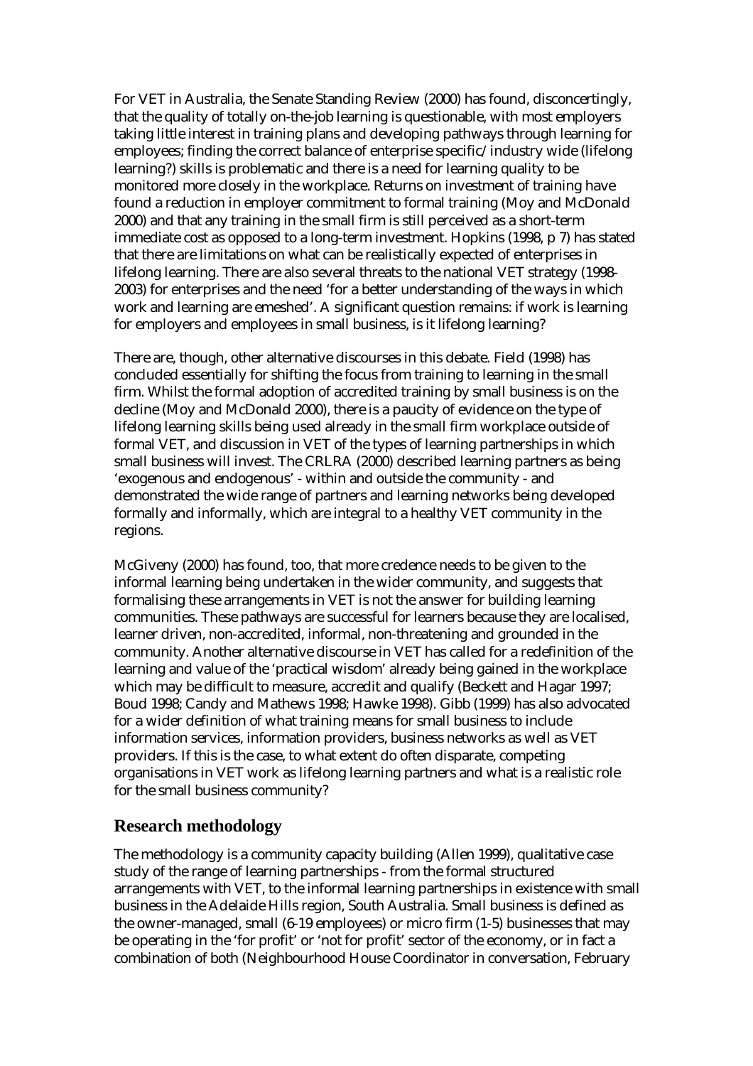For VET in Australia, the Senate Standing Review (2000) has found, disconcertingly, that the quality of totally on-the-job learning is questionable, with most employers taking little interest in training plans and developing pathways through learning for employees; finding the correct balance of enterprise specific/industry wide (lifelong learning?) skills is problematic and there is a need for learning quality to be monitored more closely in the workplace. Returns on investment of training have found a reduction in employer commitment to formal training (Moy and McDonald 2000) and that any training in the small firm is still perceived as a short-term immediate cost as opposed to a long-term investment. Hopkins (1998, p 7) has stated that there are limitations on what can be realistically expected of enterprises in lifelong learning. There are also several threats to the national VET strategy (1998-2003) for enterprises and the need 'for a better understanding of the ways in which work and learning are emeshed'. A significant question remains: if work is learning for employers and employees in small business, is it lifelong learning?

There are, though, other alternative discourses in this debate. Field (1998) has concluded essentially for shifting the focus from training to learning in the small firm. Whilst the formal adoption of accredited training by small business is on the decline (Moy and McDonald 2000), there is a paucity of evidence on the type of lifelong learning skills being used already in the small firm workplace outside of formal VET, and discussion in VET of the types of learning partnerships in which small business will invest. The CRLRA (2000) described learning partners as being 'exogenous and endogenous' - within and outside the community - and demonstrated the wide range of partners and learning networks being developed formally and informally, which are integral to a healthy VET community in the regions.

McGiveny (2000) has found, too, that more credence needs to be given to the informal learning being undertaken in the wider community, and suggests that formalising these arrangements in VET is not the answer for building learning communities. These pathways are successful for learners because they are localised, learner driven, non-accredited, informal, non-threatening and grounded in the community. Another alternative discourse in VET has called for a redefinition of the learning and value of the 'practical wisdom' already being gained in the workplace which may be difficult to measure, accredit and qualify (Beckett and Hagar 1997; Boud 1998; Candy and Mathews 1998; Hawke 1998). Gibb (1999) has also advocated for a wider definition of what training means for small business to include information services, information providers, business networks as well as VET providers. If this is the case, to what extent do often disparate, competing organisations in VET work as lifelong learning partners and what is a realistic role for the small business community?

## Research methodology

The methodology is a community capacity building (Allen 1999), qualitative case study of the range of learning partnerships - from the formal structured arrangements with VET, to the informal learning partnerships in existence with small business in the Adelaide Hills region, South Australia. Small business is defined as the owner-managed, small (6-19 employees) or micro firm (1-5) businesses that may be operating in the 'for profit' or 'not for profit' sector of the economy, or in fact a combination of both (Neighbourhood House Coordinator in conversation, February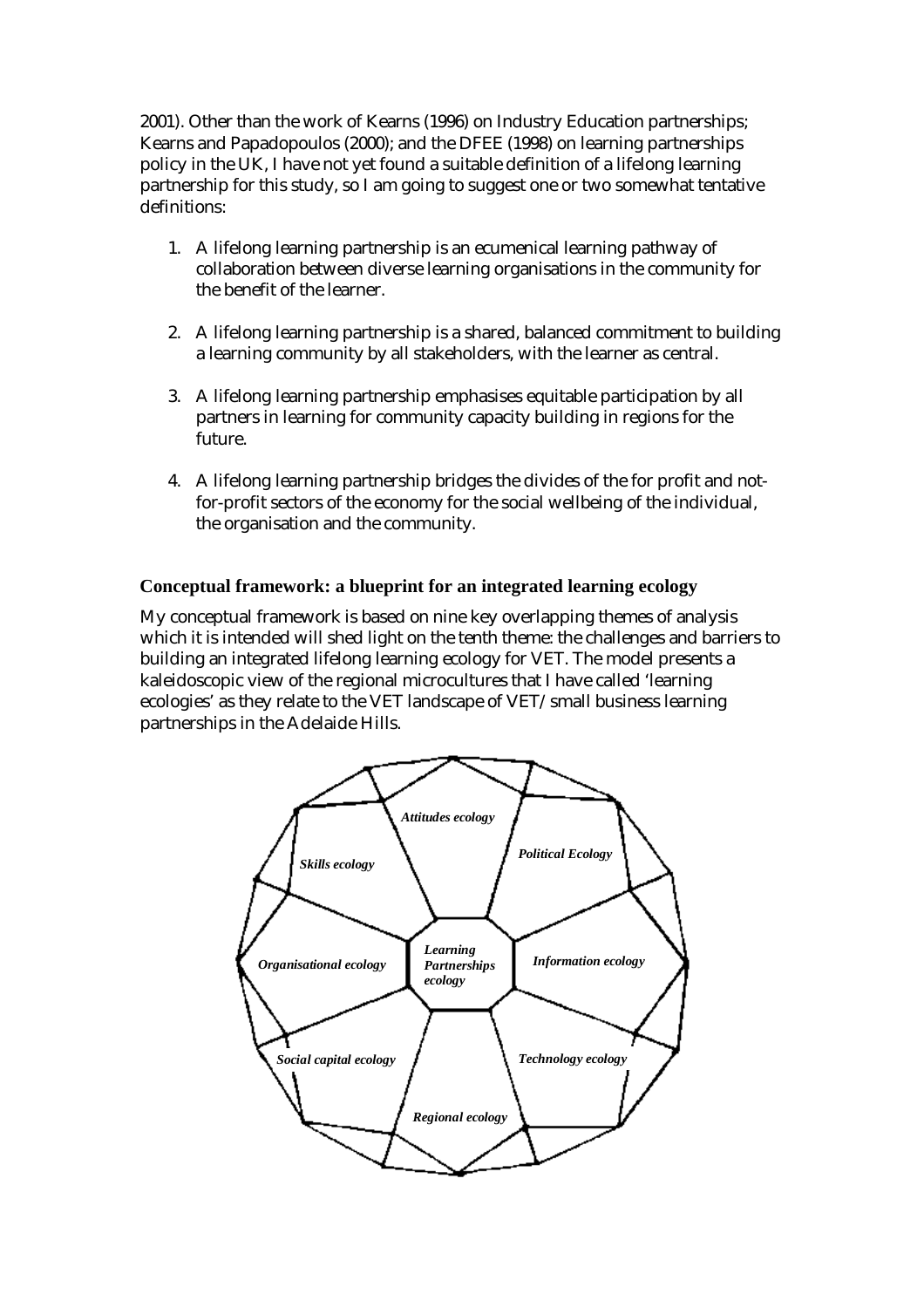2001). Other than the work of Kearns (1996) on Industry Education partnerships; Kearns and Papadopoulos (2000); and the DFEE (1998) on learning partnerships policy in the UK, I have not yet found a suitable definition of a lifelong learning partnership for this study, so I am going to suggest one or two somewhat tentative definitions:

1. A lifelong learning partnership is an ecumenical learning pathway of collaboration between diverse learning organisations in the community for the benefit of the learner.

2. A lifelong learning partnership is a shared, balanced commitment to building a learning community by all stakeholders, with the learner as central.

3. A lifelong learning partnership emphasises equitable participation by all partners in learning for community capacity building in regions for the future.

4. A lifelong learning partnership bridges the divides of the for profit and not-for-profit sectors of the economy for the social wellbeing of the individual, the organisation and the community.

### Conceptual framework: a blueprint for an integrated learning ecology

My conceptual framework is based on nine key overlapping themes of analysis which it is intended will shed light on the tenth theme: the challenges and barriers to building an integrated lifelong learning ecology for VET. The model presents a kaleidoscopic view of the regional microcultures that I have called 'learning ecologies' as they relate to the VET landscape of VET/small business learning partnerships in the Adelaide Hills.

*Attitudes ecology*

*Skills ecology*

*Political Ecology*

*Organisational ecology*

*Learning Partnerships ecology*

*Information ecology*

*Social capital ecology*

*Technology ecology*

*Regional ecology*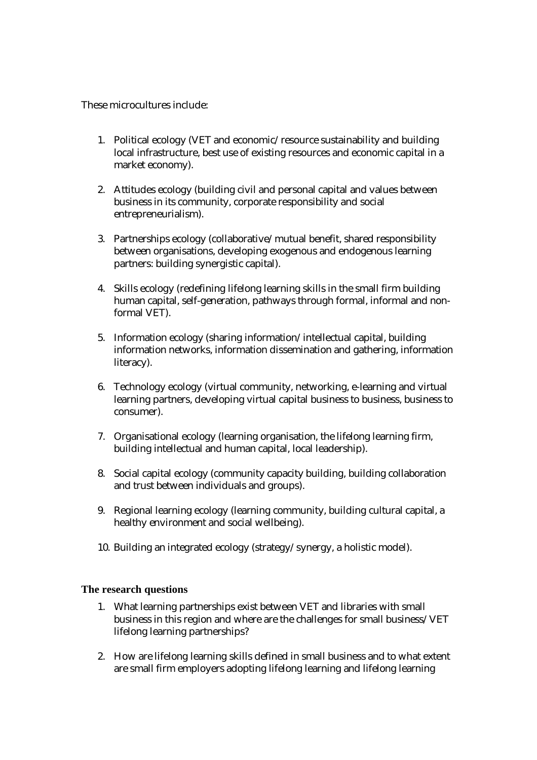These microcultures include:

1. Political ecology (VET and economic/resource sustainability and building local infrastructure, best use of existing resources and economic capital in a market economy).

2. Attitudes ecology (building civil and personal capital and values between business in its community, corporate responsibility and social entrepreneurialism).

3. Partnerships ecology (collaborative/mutual benefit, shared responsibility between organisations, developing exogenous and endogenous learning partners: building synergistic capital).

4. Skills ecology (redefining lifelong learning skills in the small firm building human capital, self-generation, pathways through formal, informal and non-formal VET).

5. Information ecology (sharing information/intellectual capital, building information networks, information dissemination and gathering, information literacy).

6. Technology ecology (virtual community, networking, e-learning and virtual learning partners, developing virtual capital business to business, business to consumer).

7. Organisational ecology (learning organisation, the lifelong learning firm, building intellectual and human capital, local leadership).

8. Social capital ecology (community capacity building, building collaboration and trust between individuals and groups).

9. Regional learning ecology (learning community, building cultural capital, a healthy environment and social wellbeing).

10. Building an integrated ecology (strategy/synergy, a holistic model).

### The research questions

1. What learning partnerships exist between VET and libraries with small business in this region and where are the challenges for small business/VET lifelong learning partnerships?

2. How are lifelong learning skills defined in small business and to what extent are small firm employers adopting lifelong learning and lifelong learning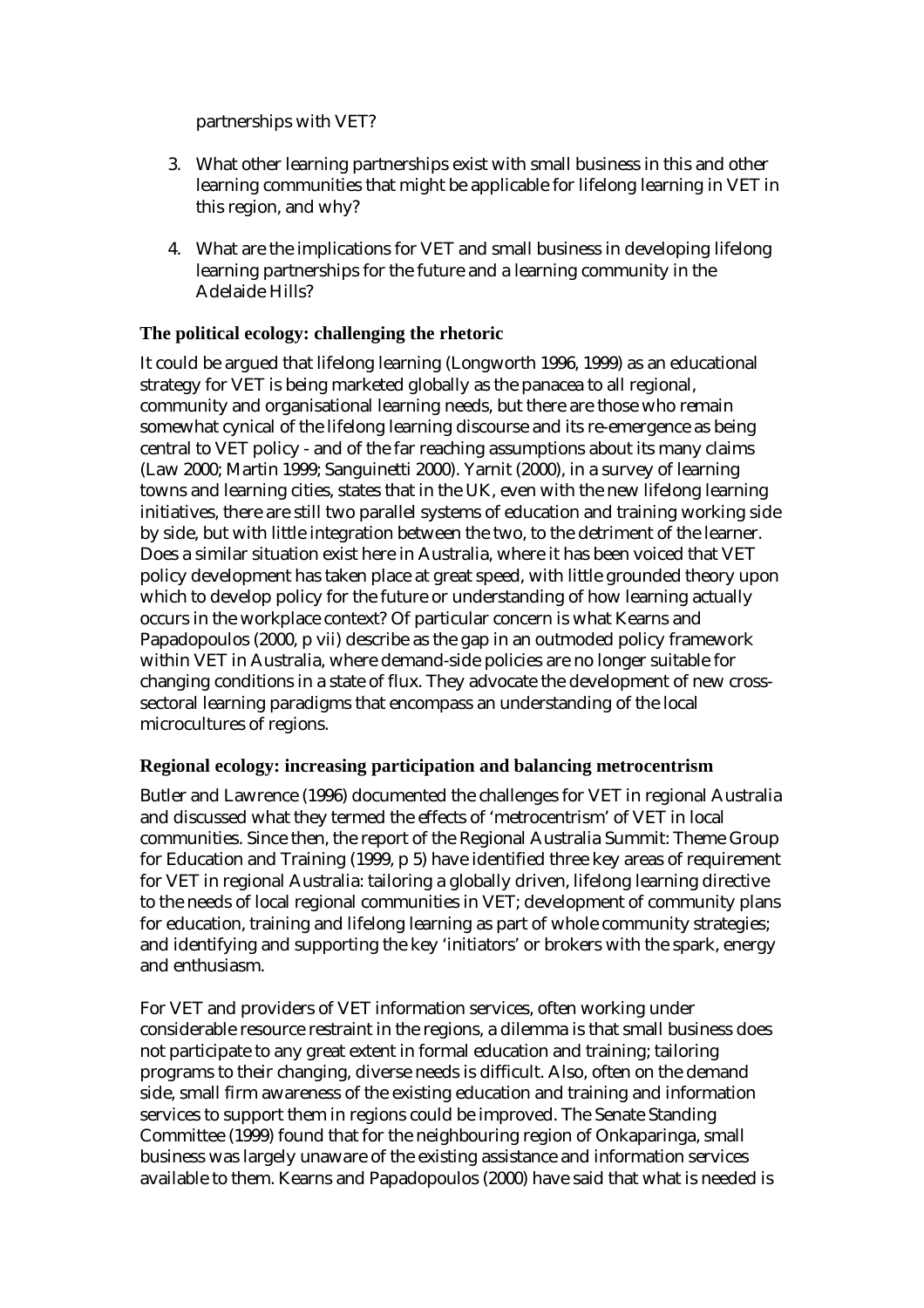partnerships with VET?

3. What other learning partnerships exist with small business in this and other learning communities that might be applicable for lifelong learning in VET in this region, and why?

4. What are the implications for VET and small business in developing lifelong learning partnerships for the future and a learning community in the Adelaide Hills?

### The political ecology: challenging the rhetoric

It could be argued that lifelong learning (Longworth 1996, 1999) as an educational strategy for VET is being marketed globally as the panacea to all regional, community and organisational learning needs, but there are those who remain somewhat cynical of the lifelong learning discourse and its re-emergence as being central to VET policy - and of the far reaching assumptions about its many claims (Law 2000; Martin 1999; Sanguinetti 2000). Yarnit (2000), in a survey of learning towns and learning cities, states that in the UK, even with the new lifelong learning initiatives, there are still two parallel systems of education and training working side by side, but with little integration between the two, to the detriment of the learner. Does a similar situation exist here in Australia, where it has been voiced that VET policy development has taken place at great speed, with little grounded theory upon which to develop policy for the future or understanding of how learning actually occurs in the workplace context? Of particular concern is what Kearns and Papadopoulos (2000, p vii) describe as the gap in an outmoded policy framework within VET in Australia, where demand-side policies are no longer suitable for changing conditions in a state of flux. They advocate the development of new cross-sectoral learning paradigms that encompass an understanding of the local microcultures of regions.

### Regional ecology: increasing participation and balancing metrocentrism

Butler and Lawrence (1996) documented the challenges for VET in regional Australia and discussed what they termed the effects of 'metrocentrism' of VET in local communities. Since then, the report of the Regional Australia Summit: Theme Group for Education and Training (1999, p 5) have identified three key areas of requirement for VET in regional Australia: tailoring a globally driven, lifelong learning directive to the needs of local regional communities in VET; development of community plans for education, training and lifelong learning as part of whole community strategies; and identifying and supporting the key 'initiators' or brokers with the spark, energy and enthusiasm.

For VET and providers of VET information services, often working under considerable resource restraint in the regions, a dilemma is that small business does not participate to any great extent in formal education and training; tailoring programs to their changing, diverse needs is difficult. Also, often on the demand side, small firm awareness of the existing education and training and information services to support them in regions could be improved. The Senate Standing Committee (1999) found that for the neighbouring region of Onkaparinga, small business was largely unaware of the existing assistance and information services available to them. Kearns and Papadopoulos (2000) have said that what is needed is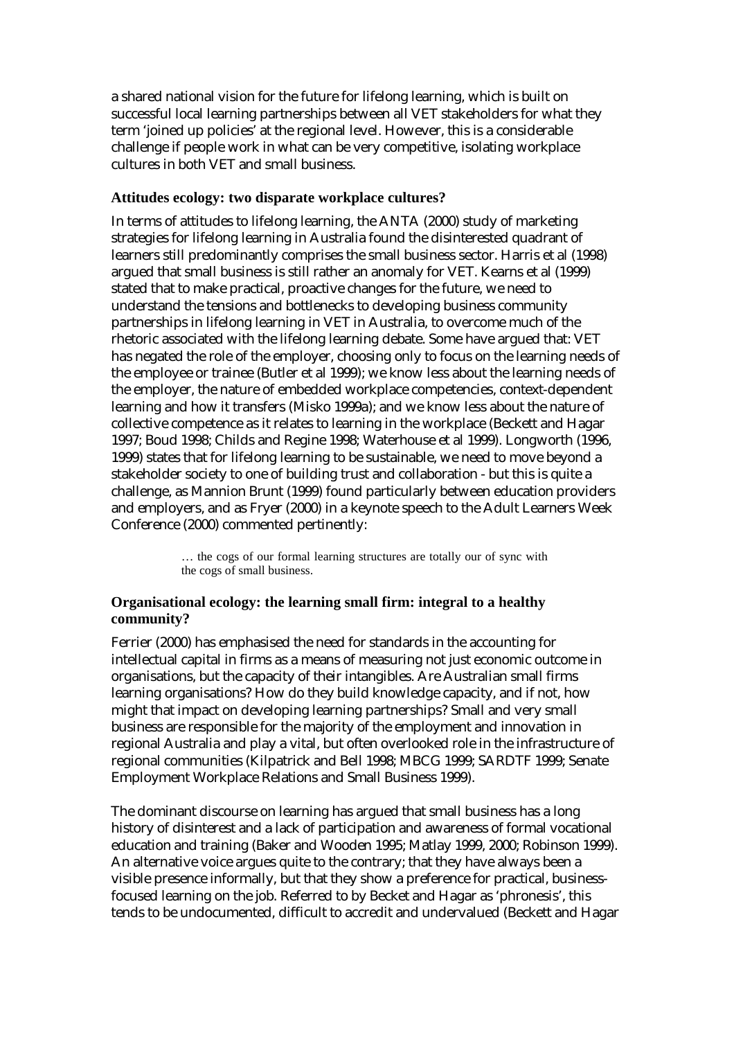a shared national vision for the future for lifelong learning, which is built on successful local learning partnerships between all VET stakeholders for what they term 'joined up policies' at the regional level. However, this is a considerable challenge if people work in what can be very competitive, isolating workplace cultures in both VET and small business.

### Attitudes ecology: two disparate workplace cultures?

In terms of attitudes to lifelong learning, the ANTA (2000) study of marketing strategies for lifelong learning in Australia found the disinterested quadrant of learners still predominantly comprises the small business sector. Harris et al (1998) argued that small business is still rather an anomaly for VET. Kearns et al (1999) stated that to make practical, proactive changes for the future, we need to understand the tensions and bottlenecks to developing business community partnerships in lifelong learning in VET in Australia, to overcome much of the rhetoric associated with the lifelong learning debate. Some have argued that: VET has negated the role of the employer, choosing only to focus on the learning needs of the employee or trainee (Butler et al 1999); we know less about the learning needs of the employer, the nature of embedded workplace competencies, context-dependent learning and how it transfers (Misko 1999a); and we know less about the nature of collective competence as it relates to learning in the workplace (Beckett and Hagar 1997; Boud 1998; Childs and Regine 1998; Waterhouse et al 1999). Longworth (1996, 1999) states that for lifelong learning to be sustainable, we need to move beyond a stakeholder society to one of building trust and collaboration - but this is quite a challenge, as Mannion Brunt (1999) found particularly between education providers and employers, and as Fryer (2000) in a keynote speech to the Adult Learners Week Conference (2000) commented pertinently:

> … the cogs of our formal learning structures are totally our of sync with the cogs of small business.

### Organisational ecology: the learning small firm: integral to a healthy community?

Ferrier (2000) has emphasised the need for standards in the accounting for intellectual capital in firms as a means of measuring not just economic outcome in organisations, but the capacity of their intangibles. Are Australian small firms learning organisations? How do they build knowledge capacity, and if not, how might that impact on developing learning partnerships? Small and very small business are responsible for the majority of the employment and innovation in regional Australia and play a vital, but often overlooked role in the infrastructure of regional communities (Kilpatrick and Bell 1998; MBCG 1999; SARDTF 1999; Senate Employment Workplace Relations and Small Business 1999).

The dominant discourse on learning has argued that small business has a long history of disinterest and a lack of participation and awareness of formal vocational education and training (Baker and Wooden 1995; Matlay 1999, 2000; Robinson 1999). An alternative voice argues quite to the contrary; that they have always been a visible presence informally, but that they show a preference for practical, business-focused learning on the job. Referred to by Becket and Hagar as 'phronesis', this tends to be undocumented, difficult to accredit and undervalued (Beckett and Hagar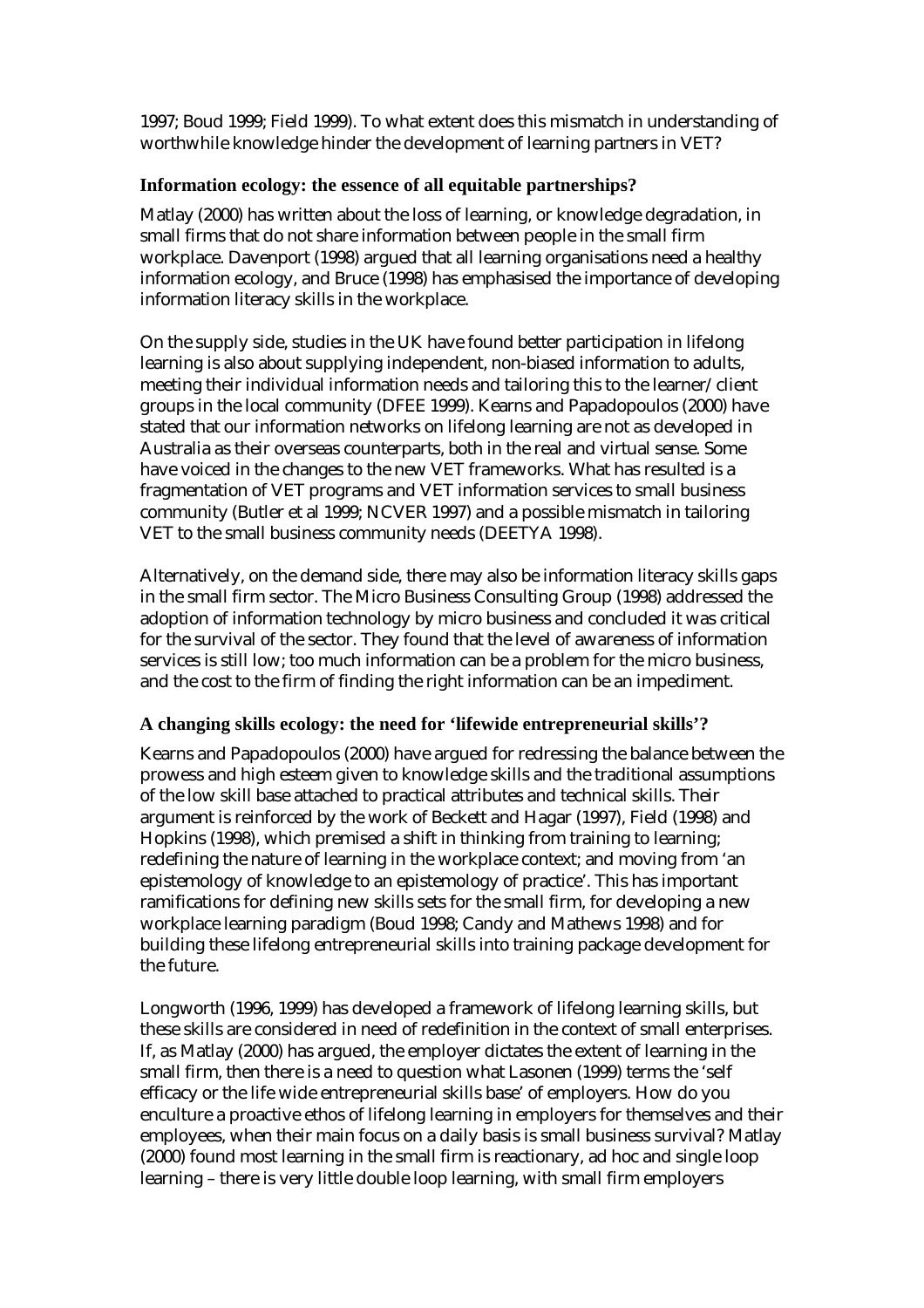1997; Boud 1999; Field 1999). To what extent does this mismatch in understanding of worthwhile knowledge hinder the development of learning partners in VET?

### Information ecology: the essence of all equitable partnerships?

Matlay (2000) has written about the loss of learning, or knowledge degradation, in small firms that do not share information between people in the small firm workplace. Davenport (1998) argued that all learning organisations need a healthy information ecology, and Bruce (1998) has emphasised the importance of developing information literacy skills in the workplace.

On the supply side, studies in the UK have found better participation in lifelong learning is also about supplying independent, non-biased information to adults, meeting their individual information needs and tailoring this to the learner/client groups in the local community (DFEE 1999). Kearns and Papadopoulos (2000) have stated that our information networks on lifelong learning are not as developed in Australia as their overseas counterparts, both in the real and virtual sense. Some have voiced in the changes to the new VET frameworks. What has resulted is a fragmentation of VET programs and VET information services to small business community (Butler et al 1999; NCVER 1997) and a possible mismatch in tailoring VET to the small business community needs (DEETYA 1998).

Alternatively, on the demand side, there may also be information literacy skills gaps in the small firm sector. The Micro Business Consulting Group (1998) addressed the adoption of information technology by micro business and concluded it was critical for the survival of the sector. They found that the level of awareness of information services is still low; too much information can be a problem for the micro business, and the cost to the firm of finding the right information can be an impediment.

### A changing skills ecology: the need for 'lifewide entrepreneurial skills'?

Kearns and Papadopoulos (2000) have argued for redressing the balance between the prowess and high esteem given to knowledge skills and the traditional assumptions of the low skill base attached to practical attributes and technical skills. Their argument is reinforced by the work of Beckett and Hagar (1997), Field (1998) and Hopkins (1998), which premised a shift in thinking from training to learning; redefining the nature of learning in the workplace context; and moving from 'an epistemology of knowledge to an epistemology of practice'. This has important ramifications for defining new skills sets for the small firm, for developing a new workplace learning paradigm (Boud 1998; Candy and Mathews 1998) and for building these lifelong entrepreneurial skills into training package development for the future.

Longworth (1996, 1999) has developed a framework of lifelong learning skills, but these skills are considered in need of redefinition in the context of small enterprises. If, as Matlay (2000) has argued, the employer dictates the extent of learning in the small firm, then there is a need to question what Lasonen (1999) terms the 'self efficacy or the life wide entrepreneurial skills base' of employers. How do you enculture a proactive ethos of lifelong learning in employers for themselves and their employees, when their main focus on a daily basis is small business survival? Matlay (2000) found most learning in the small firm is reactionary, ad hoc and single loop learning – there is very little double loop learning, with small firm employers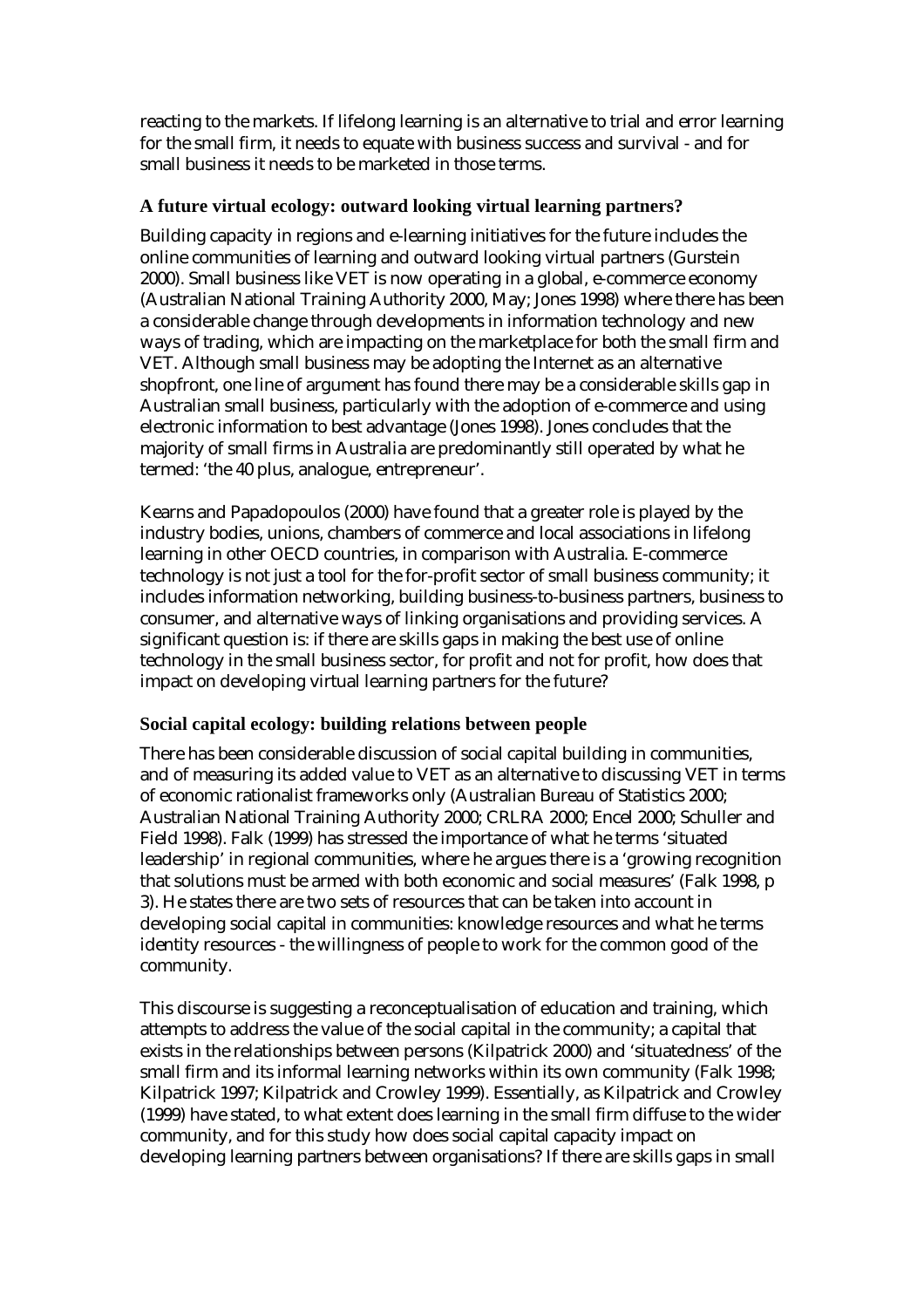reacting to the markets. If lifelong learning is an alternative to trial and error learning for the small firm, it needs to equate with business success and survival - and for small business it needs to be marketed in those terms.

### A future virtual ecology: outward looking virtual learning partners?

Building capacity in regions and e-learning initiatives for the future includes the online communities of learning and outward looking virtual partners (Gurstein 2000). Small business like VET is now operating in a global, e-commerce economy (Australian National Training Authority 2000, May; Jones 1998) where there has been a considerable change through developments in information technology and new ways of trading, which are impacting on the marketplace for both the small firm and VET. Although small business may be adopting the Internet as an alternative shopfront, one line of argument has found there may be a considerable skills gap in Australian small business, particularly with the adoption of e-commerce and using electronic information to best advantage (Jones 1998). Jones concludes that the majority of small firms in Australia are predominantly still operated by what he termed: 'the 40 plus, analogue, entrepreneur'.

Kearns and Papadopoulos (2000) have found that a greater role is played by the industry bodies, unions, chambers of commerce and local associations in lifelong learning in other OECD countries, in comparison with Australia. E-commerce technology is not just a tool for the for-profit sector of small business community; it includes information networking, building business-to-business partners, business to consumer, and alternative ways of linking organisations and providing services. A significant question is: if there are skills gaps in making the best use of online technology in the small business sector, for profit and not for profit, how does that impact on developing virtual learning partners for the future?

### Social capital ecology: building relations between people

There has been considerable discussion of social capital building in communities, and of measuring its added value to VET as an alternative to discussing VET in terms of economic rationalist frameworks only (Australian Bureau of Statistics 2000; Australian National Training Authority 2000; CRLRA 2000; Encel 2000; Schuller and Field 1998). Falk (1999) has stressed the importance of what he terms 'situated leadership' in regional communities, where he argues there is a 'growing recognition that solutions must be armed with both economic and social measures' (Falk 1998, p 3). He states there are two sets of resources that can be taken into account in developing social capital in communities: knowledge resources and what he terms identity resources - the willingness of people to work for the common good of the community.

This discourse is suggesting a reconceptualisation of education and training, which attempts to address the value of the social capital in the community; a capital that exists in the relationships between persons (Kilpatrick 2000) and 'situatedness' of the small firm and its informal learning networks within its own community (Falk 1998; Kilpatrick 1997; Kilpatrick and Crowley 1999). Essentially, as Kilpatrick and Crowley (1999) have stated, to what extent does learning in the small firm diffuse to the wider community, and for this study how does social capital capacity impact on developing learning partners between organisations? If there are skills gaps in small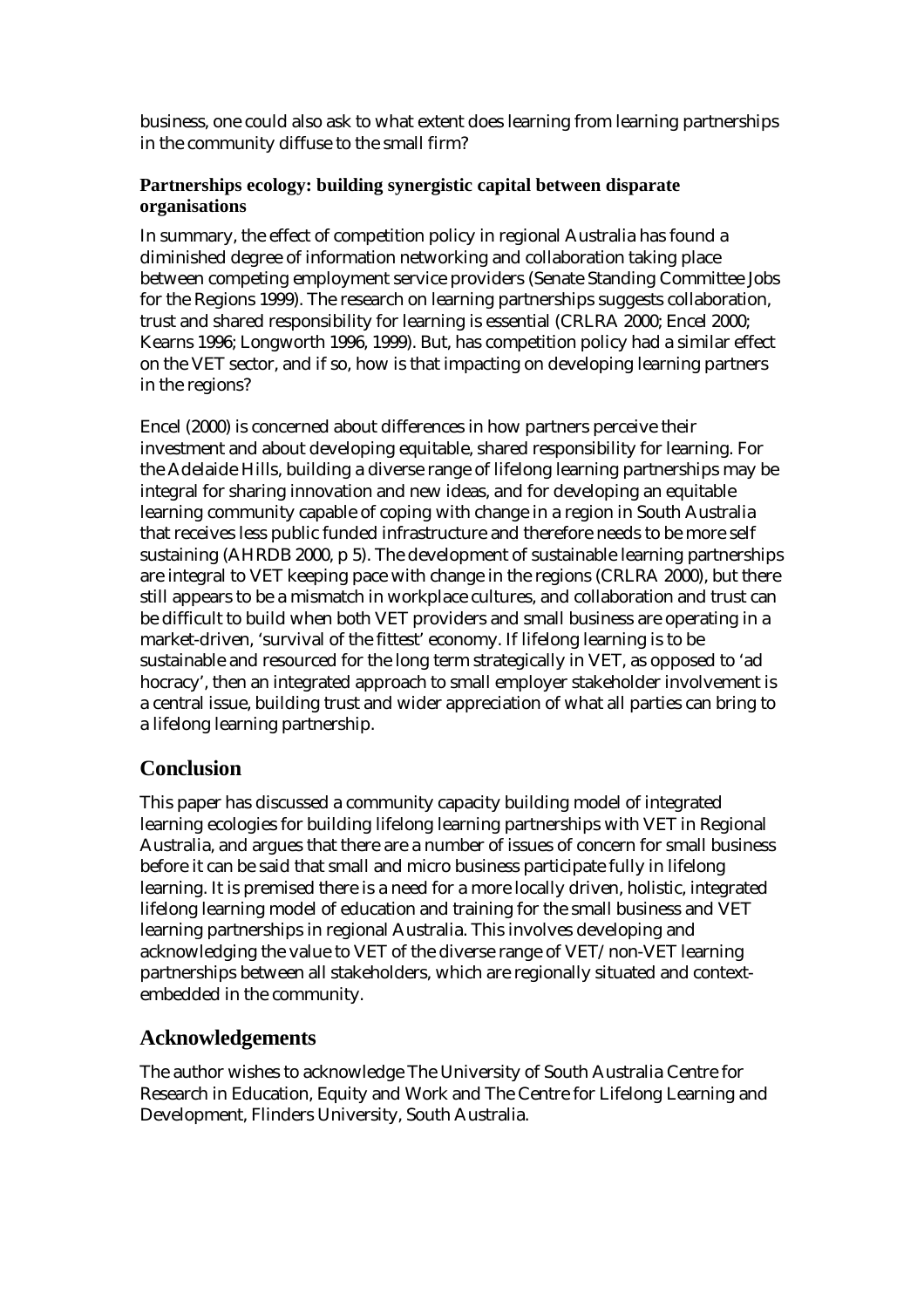business, one could also ask to what extent does learning from learning partnerships in the community diffuse to the small firm?

### Partnerships ecology: building synergistic capital between disparate organisations

In summary, the effect of competition policy in regional Australia has found a diminished degree of information networking and collaboration taking place between competing employment service providers (Senate Standing Committee Jobs for the Regions 1999). The research on learning partnerships suggests collaboration, trust and shared responsibility for learning is essential (CRLRA 2000; Encel 2000; Kearns 1996; Longworth 1996, 1999). But, has competition policy had a similar effect on the VET sector, and if so, how is that impacting on developing learning partners in the regions?

Encel (2000) is concerned about differences in how partners perceive their investment and about developing equitable, shared responsibility for learning. For the Adelaide Hills, building a diverse range of lifelong learning partnerships may be integral for sharing innovation and new ideas, and for developing an equitable learning community capable of coping with change in a region in South Australia that receives less public funded infrastructure and therefore needs to be more self sustaining (AHRDB 2000, p 5). The development of sustainable learning partnerships are integral to VET keeping pace with change in the regions (CRLRA 2000), but there still appears to be a mismatch in workplace cultures, and collaboration and trust can be difficult to build when both VET providers and small business are operating in a market-driven, 'survival of the fittest' economy. If lifelong learning is to be sustainable and resourced for the long term strategically in VET, as opposed to 'ad hocracy', then an integrated approach to small employer stakeholder involvement is a central issue, building trust and wider appreciation of what all parties can bring to a lifelong learning partnership.

## Conclusion

This paper has discussed a community capacity building model of integrated learning ecologies for building lifelong learning partnerships with VET in Regional Australia, and argues that there are a number of issues of concern for small business before it can be said that small and micro business participate fully in lifelong learning. It is premised there is a need for a more locally driven, holistic, integrated lifelong learning model of education and training for the small business and VET learning partnerships in regional Australia. This involves developing and acknowledging the value to VET of the diverse range of VET/non-VET learning partnerships between all stakeholders, which are regionally situated and context-embedded in the community.

## Acknowledgements

The author wishes to acknowledge The University of South Australia Centre for Research in Education, Equity and Work and The Centre for Lifelong Learning and Development, Flinders University, South Australia.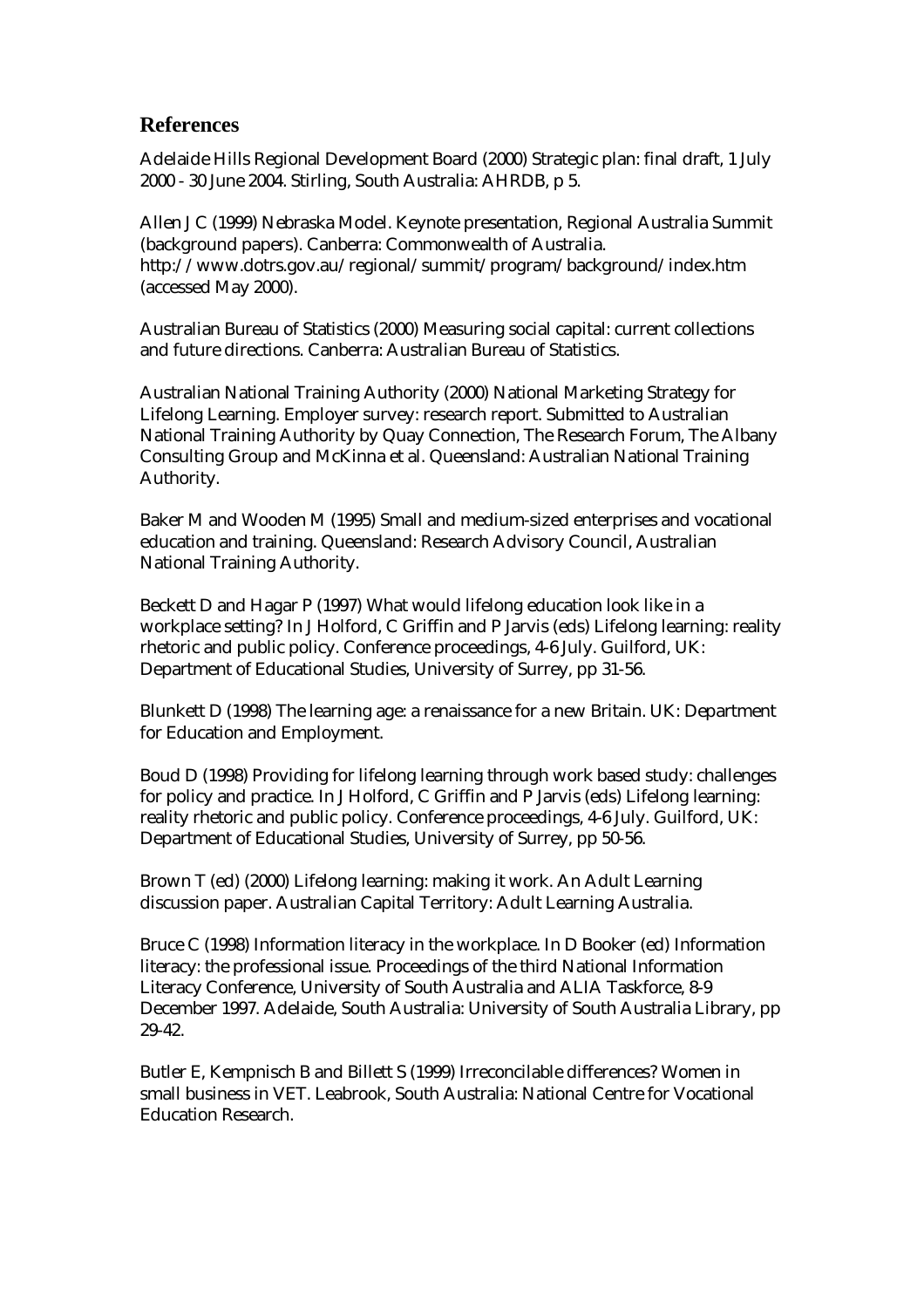## References

Adelaide Hills Regional Development Board (2000) Strategic plan: final draft, 1 July 2000 - 30 June 2004. Stirling, South Australia: AHRDB, p 5.

Allen J C (1999) Nebraska Model. Keynote presentation, Regional Australia Summit (background papers). Canberra: Commonwealth of Australia. http://www.dotrs.gov.au/regional/summit/program/background/index.htm (accessed May 2000).

Australian Bureau of Statistics (2000) Measuring social capital: current collections and future directions. Canberra: Australian Bureau of Statistics.

Australian National Training Authority (2000) National Marketing Strategy for Lifelong Learning. Employer survey: research report. Submitted to Australian National Training Authority by Quay Connection, The Research Forum, The Albany Consulting Group and McKinna et al. Queensland: Australian National Training Authority.

Baker M and Wooden M (1995) Small and medium-sized enterprises and vocational education and training. Queensland: Research Advisory Council, Australian National Training Authority.

Beckett D and Hagar P (1997) What would lifelong education look like in a workplace setting? In J Holford, C Griffin and P Jarvis (eds) Lifelong learning: reality rhetoric and public policy. Conference proceedings, 4-6 July. Guilford, UK: Department of Educational Studies, University of Surrey, pp 31-56.

Blunkett D (1998) The learning age: a renaissance for a new Britain. UK: Department for Education and Employment.

Boud D (1998) Providing for lifelong learning through work based study: challenges for policy and practice. In J Holford, C Griffin and P Jarvis (eds) Lifelong learning: reality rhetoric and public policy. Conference proceedings, 4-6 July. Guilford, UK: Department of Educational Studies, University of Surrey, pp 50-56.

Brown T (ed) (2000) Lifelong learning: making it work. An Adult Learning discussion paper. Australian Capital Territory: Adult Learning Australia.

Bruce C (1998) Information literacy in the workplace. In D Booker (ed) Information literacy: the professional issue. Proceedings of the third National Information Literacy Conference, University of South Australia and ALIA Taskforce, 8-9 December 1997. Adelaide, South Australia: University of South Australia Library, pp 29-42.

Butler E, Kempnisch B and Billett S (1999) Irreconcilable differences? Women in small business in VET. Leabrook, South Australia: National Centre for Vocational Education Research.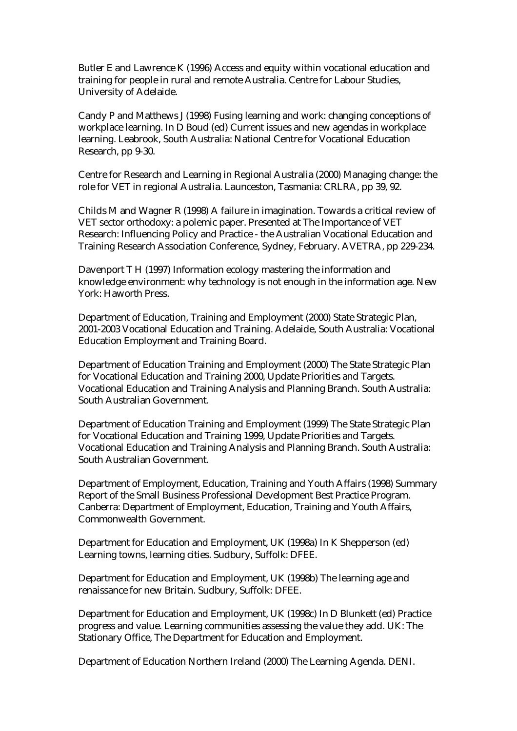Butler E and Lawrence K (1996) Access and equity within vocational education and training for people in rural and remote Australia. Centre for Labour Studies, University of Adelaide.

Candy P and Matthews J (1998) Fusing learning and work: changing conceptions of workplace learning. In D Boud (ed) Current issues and new agendas in workplace learning. Leabrook, South Australia: National Centre for Vocational Education Research, pp 9-30.

Centre for Research and Learning in Regional Australia (2000) Managing change: the role for VET in regional Australia. Launceston, Tasmania: CRLRA, pp 39, 92.

Childs M and Wagner R (1998) A failure in imagination. Towards a critical review of VET sector orthodoxy: a polemic paper. Presented at The Importance of VET Research: Influencing Policy and Practice - the Australian Vocational Education and Training Research Association Conference, Sydney, February. AVETRA, pp 229-234.

Davenport T H (1997) Information ecology mastering the information and knowledge environment: why technology is not enough in the information age. New York: Haworth Press.

Department of Education, Training and Employment (2000) State Strategic Plan, 2001-2003 Vocational Education and Training. Adelaide, South Australia: Vocational Education Employment and Training Board.

Department of Education Training and Employment (2000) The State Strategic Plan for Vocational Education and Training 2000, Update Priorities and Targets. Vocational Education and Training Analysis and Planning Branch. South Australia: South Australian Government.

Department of Education Training and Employment (1999) The State Strategic Plan for Vocational Education and Training 1999, Update Priorities and Targets. Vocational Education and Training Analysis and Planning Branch. South Australia: South Australian Government.

Department of Employment, Education, Training and Youth Affairs (1998) Summary Report of the Small Business Professional Development Best Practice Program. Canberra: Department of Employment, Education, Training and Youth Affairs, Commonwealth Government.

Department for Education and Employment, UK (1998a) In K Shepperson (ed) Learning towns, learning cities. Sudbury, Suffolk: DFEE.

Department for Education and Employment, UK (1998b) The learning age and renaissance for new Britain. Sudbury, Suffolk: DFEE.

Department for Education and Employment, UK (1998c) In D Blunkett (ed) Practice progress and value. Learning communities assessing the value they add. UK: The Stationary Office, The Department for Education and Employment.

Department of Education Northern Ireland (2000) The Learning Agenda. DENI.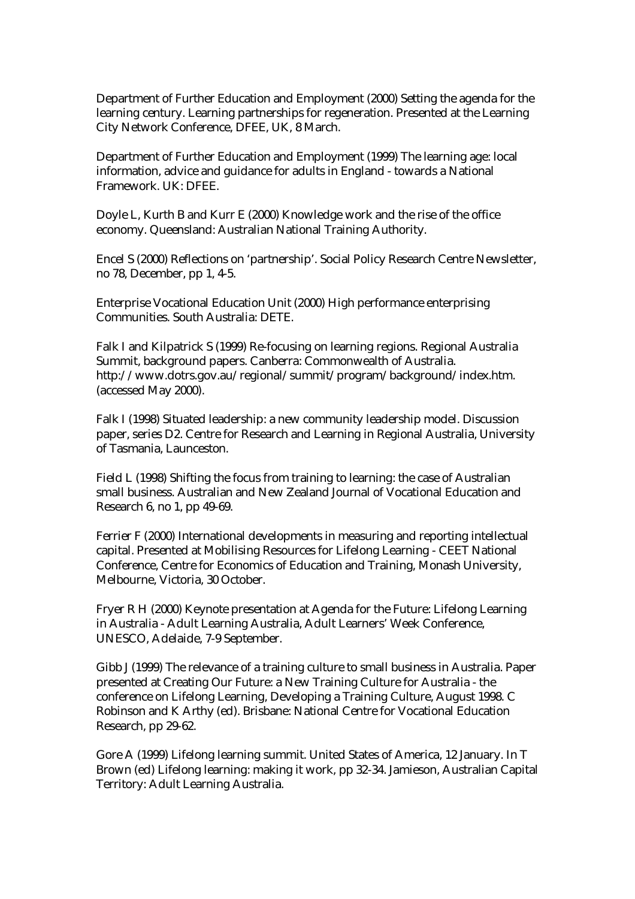Department of Further Education and Employment (2000) Setting the agenda for the learning century. Learning partnerships for regeneration. Presented at the Learning City Network Conference, DFEE, UK, 8 March.

Department of Further Education and Employment (1999) The learning age: local information, advice and guidance for adults in England - towards a National Framework. UK: DFEE.

Doyle L, Kurth B and Kurr E (2000) Knowledge work and the rise of the office economy. Queensland: Australian National Training Authority.

Encel S (2000) Reflections on 'partnership'. Social Policy Research Centre Newsletter, no 78, December, pp 1, 4-5.

Enterprise Vocational Education Unit (2000) High performance enterprising Communities. South Australia: DETE.

Falk I and Kilpatrick S (1999) Re-focusing on learning regions. Regional Australia Summit, background papers. Canberra: Commonwealth of Australia. http://www.dotrs.gov.au/regional/summit/program/background/index.htm. (accessed May 2000).

Falk I (1998) Situated leadership: a new community leadership model. Discussion paper, series D2. Centre for Research and Learning in Regional Australia, University of Tasmania, Launceston.

Field L (1998) Shifting the focus from training to learning: the case of Australian small business. Australian and New Zealand Journal of Vocational Education and Research 6, no 1, pp 49-69.

Ferrier F (2000) International developments in measuring and reporting intellectual capital. Presented at Mobilising Resources for Lifelong Learning - CEET National Conference, Centre for Economics of Education and Training, Monash University, Melbourne, Victoria, 30 October.

Fryer R H (2000) Keynote presentation at Agenda for the Future: Lifelong Learning in Australia - Adult Learning Australia, Adult Learners' Week Conference, UNESCO, Adelaide, 7-9 September.

Gibb J (1999) The relevance of a training culture to small business in Australia. Paper presented at Creating Our Future: a New Training Culture for Australia - the conference on Lifelong Learning, Developing a Training Culture, August 1998. C Robinson and K Arthy (ed). Brisbane: National Centre for Vocational Education Research, pp 29-62.

Gore A (1999) Lifelong learning summit. United States of America, 12 January. In T Brown (ed) Lifelong learning: making it work, pp 32-34. Jamieson, Australian Capital Territory: Adult Learning Australia.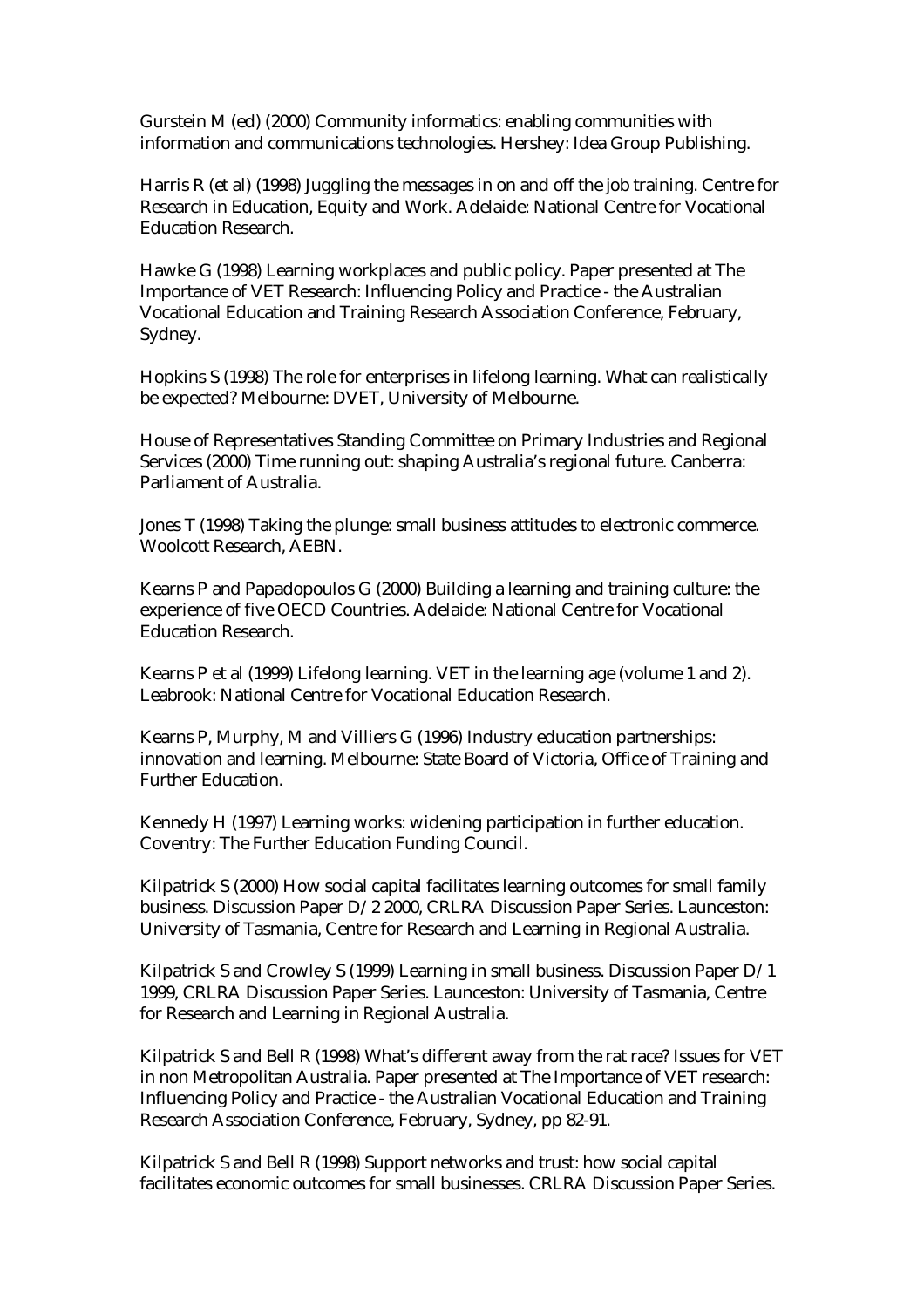Gurstein M (ed) (2000) Community informatics: enabling communities with information and communications technologies. Hershey: Idea Group Publishing.

Harris R (et al) (1998) Juggling the messages in on and off the job training. Centre for Research in Education, Equity and Work. Adelaide: National Centre for Vocational Education Research.

Hawke G (1998) Learning workplaces and public policy. Paper presented at The Importance of VET Research: Influencing Policy and Practice - the Australian Vocational Education and Training Research Association Conference, February, Sydney.

Hopkins S (1998) The role for enterprises in lifelong learning. What can realistically be expected? Melbourne: DVET, University of Melbourne.

House of Representatives Standing Committee on Primary Industries and Regional Services (2000) Time running out: shaping Australia's regional future. Canberra: Parliament of Australia.

Jones T (1998) Taking the plunge: small business attitudes to electronic commerce. Woolcott Research, AEBN.

Kearns P and Papadopoulos G (2000) Building a learning and training culture: the experience of five OECD Countries. Adelaide: National Centre for Vocational Education Research.

Kearns P et al (1999) Lifelong learning. VET in the learning age (volume 1 and 2). Leabrook: National Centre for Vocational Education Research.

Kearns P, Murphy, M and Villiers G (1996) Industry education partnerships: innovation and learning. Melbourne: State Board of Victoria, Office of Training and Further Education.

Kennedy H (1997) Learning works: widening participation in further education. Coventry: The Further Education Funding Council.

Kilpatrick S (2000) How social capital facilitates learning outcomes for small family business. Discussion Paper D/2 2000, CRLRA Discussion Paper Series. Launceston: University of Tasmania, Centre for Research and Learning in Regional Australia.

Kilpatrick S and Crowley S (1999) Learning in small business. Discussion Paper D/1 1999, CRLRA Discussion Paper Series. Launceston: University of Tasmania, Centre for Research and Learning in Regional Australia.

Kilpatrick S and Bell R (1998) What's different away from the rat race? Issues for VET in non Metropolitan Australia. Paper presented at The Importance of VET research: Influencing Policy and Practice - the Australian Vocational Education and Training Research Association Conference, February, Sydney, pp 82-91.

Kilpatrick S and Bell R (1998) Support networks and trust: how social capital facilitates economic outcomes for small businesses. CRLRA Discussion Paper Series.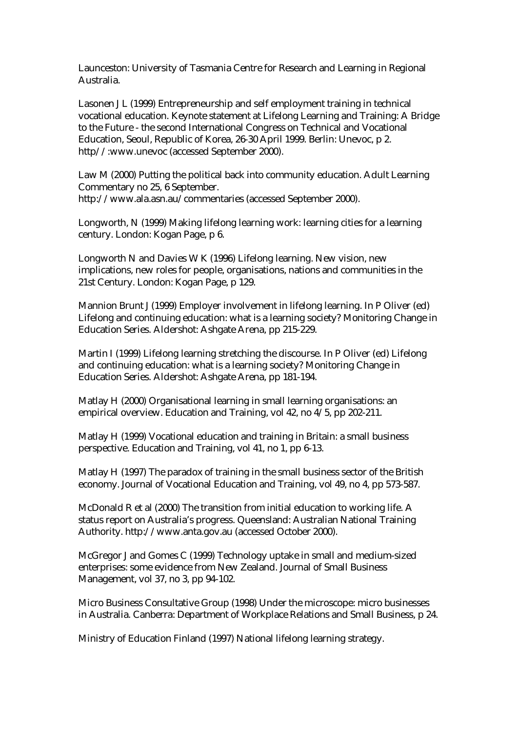Launceston: University of Tasmania Centre for Research and Learning in Regional Australia.

Lasonen J L (1999) Entrepreneurship and self employment training in technical vocational education. Keynote statement at Lifelong Learning and Training: A Bridge to the Future - the second International Congress on Technical and Vocational Education, Seoul, Republic of Korea, 26-30 April 1999. Berlin: Unevoc, p 2. http//:www.unevoc (accessed September 2000).

Law M (2000) Putting the political back into community education. Adult Learning Commentary no 25, 6 September. http://www.ala.asn.au/commentaries (accessed September 2000).

Longworth, N (1999) Making lifelong learning work: learning cities for a learning century. London: Kogan Page, p 6.

Longworth N and Davies W K (1996) Lifelong learning. New vision, new implications, new roles for people, organisations, nations and communities in the 21st Century. London: Kogan Page, p 129.

Mannion Brunt J (1999) Employer involvement in lifelong learning. In P Oliver (ed) Lifelong and continuing education: what is a learning society? Monitoring Change in Education Series. Aldershot: Ashgate Arena, pp 215-229.

Martin I (1999) Lifelong learning stretching the discourse. In P Oliver (ed) Lifelong and continuing education: what is a learning society? Monitoring Change in Education Series. Aldershot: Ashgate Arena, pp 181-194.

Matlay H (2000) Organisational learning in small learning organisations: an empirical overview. Education and Training, vol 42, no 4/5, pp 202-211.

Matlay H (1999) Vocational education and training in Britain: a small business perspective. Education and Training, vol 41, no 1, pp 6-13.

Matlay H (1997) The paradox of training in the small business sector of the British economy. Journal of Vocational Education and Training, vol 49, no 4, pp 573-587.

McDonald R et al (2000) The transition from initial education to working life. A status report on Australia's progress. Queensland: Australian National Training Authority. http://www.anta.gov.au (accessed October 2000).

McGregor J and Gomes C (1999) Technology uptake in small and medium-sized enterprises: some evidence from New Zealand. Journal of Small Business Management, vol 37, no 3, pp 94-102.

Micro Business Consultative Group (1998) Under the microscope: micro businesses in Australia. Canberra: Department of Workplace Relations and Small Business, p 24.

Ministry of Education Finland (1997) National lifelong learning strategy.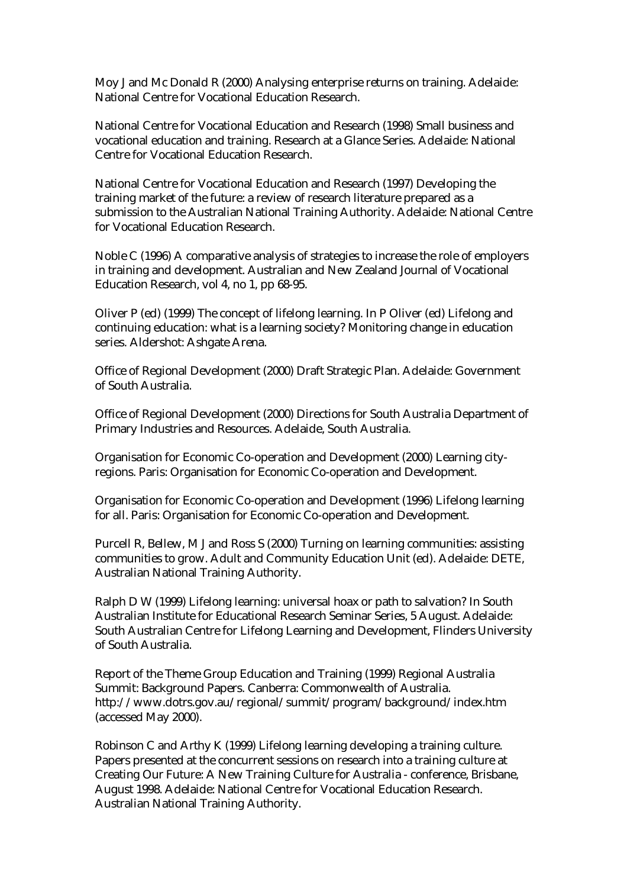Moy J and Mc Donald R (2000) Analysing enterprise returns on training. Adelaide: National Centre for Vocational Education Research.

National Centre for Vocational Education and Research (1998) Small business and vocational education and training. Research at a Glance Series. Adelaide: National Centre for Vocational Education Research.

National Centre for Vocational Education and Research (1997) Developing the training market of the future: a review of research literature prepared as a submission to the Australian National Training Authority. Adelaide: National Centre for Vocational Education Research.

Noble C (1996) A comparative analysis of strategies to increase the role of employers in training and development. Australian and New Zealand Journal of Vocational Education Research, vol 4, no 1, pp 68-95.

Oliver P (ed) (1999) The concept of lifelong learning. In P Oliver (ed) Lifelong and continuing education: what is a learning society? Monitoring change in education series. Aldershot: Ashgate Arena.

Office of Regional Development (2000) Draft Strategic Plan. Adelaide: Government of South Australia.

Office of Regional Development (2000) Directions for South Australia Department of Primary Industries and Resources. Adelaide, South Australia.

Organisation for Economic Co-operation and Development (2000) Learning city-regions. Paris: Organisation for Economic Co-operation and Development.

Organisation for Economic Co-operation and Development (1996) Lifelong learning for all. Paris: Organisation for Economic Co-operation and Development.

Purcell R, Bellew, M J and Ross S (2000) Turning on learning communities: assisting communities to grow. Adult and Community Education Unit (ed). Adelaide: DETE, Australian National Training Authority.

Ralph D W (1999) Lifelong learning: universal hoax or path to salvation? In South Australian Institute for Educational Research Seminar Series, 5 August. Adelaide: South Australian Centre for Lifelong Learning and Development, Flinders University of South Australia.

Report of the Theme Group Education and Training (1999) Regional Australia Summit: Background Papers. Canberra: Commonwealth of Australia. http://www.dotrs.gov.au/regional/summit/program/background/index.htm (accessed May 2000).

Robinson C and Arthy K (1999) Lifelong learning developing a training culture. Papers presented at the concurrent sessions on research into a training culture at Creating Our Future: A New Training Culture for Australia - conference, Brisbane, August 1998. Adelaide: National Centre for Vocational Education Research. Australian National Training Authority.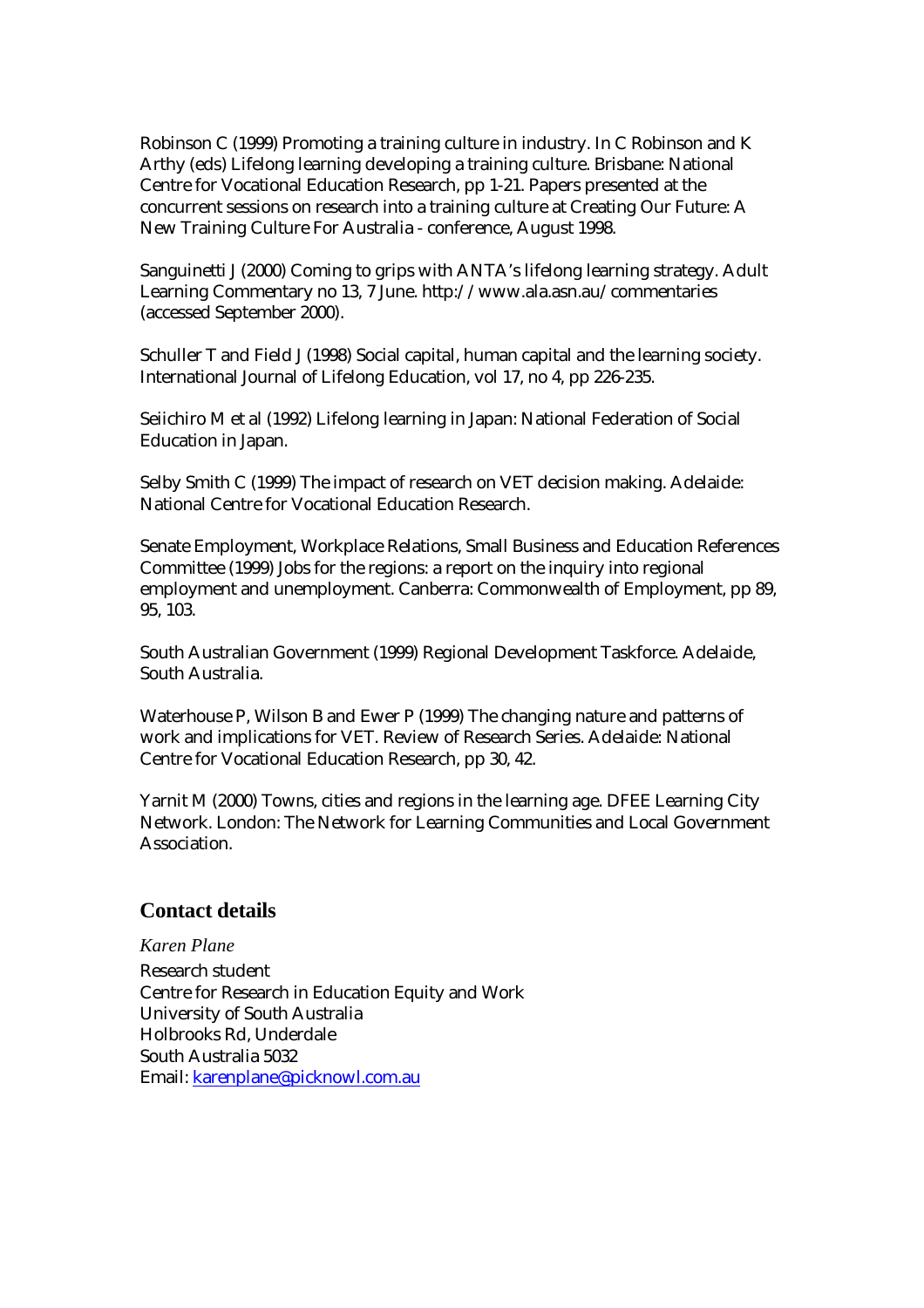Robinson C (1999) Promoting a training culture in industry. In C Robinson and K Arthy (eds) Lifelong learning developing a training culture. Brisbane: National Centre for Vocational Education Research, pp 1-21. Papers presented at the concurrent sessions on research into a training culture at Creating Our Future: A New Training Culture For Australia - conference, August 1998.

Sanguinetti J (2000) Coming to grips with ANTA's lifelong learning strategy. Adult Learning Commentary no 13, 7 June. http://www.ala.asn.au/commentaries (accessed September 2000).

Schuller T and Field J (1998) Social capital, human capital and the learning society. International Journal of Lifelong Education, vol 17, no 4, pp 226-235.

Seiichiro M et al (1992) Lifelong learning in Japan: National Federation of Social Education in Japan.

Selby Smith C (1999) The impact of research on VET decision making. Adelaide: National Centre for Vocational Education Research.

Senate Employment, Workplace Relations, Small Business and Education References Committee (1999) Jobs for the regions: a report on the inquiry into regional employment and unemployment. Canberra: Commonwealth of Employment, pp 89, 95, 103.

South Australian Government (1999) Regional Development Taskforce. Adelaide, South Australia.

Waterhouse P, Wilson B and Ewer P (1999) The changing nature and patterns of work and implications for VET. Review of Research Series. Adelaide: National Centre for Vocational Education Research, pp 30, 42.

Yarnit M (2000) Towns, cities and regions in the learning age. DFEE Learning City Network. London: The Network for Learning Communities and Local Government Association.

## Contact details

*Karen Plane*  
Research student  
Centre for Research in Education Equity and Work  
University of South Australia  
Holbrooks Rd, Underdale  
South Australia 5032  
Email: karenplane@picknowl.com.au